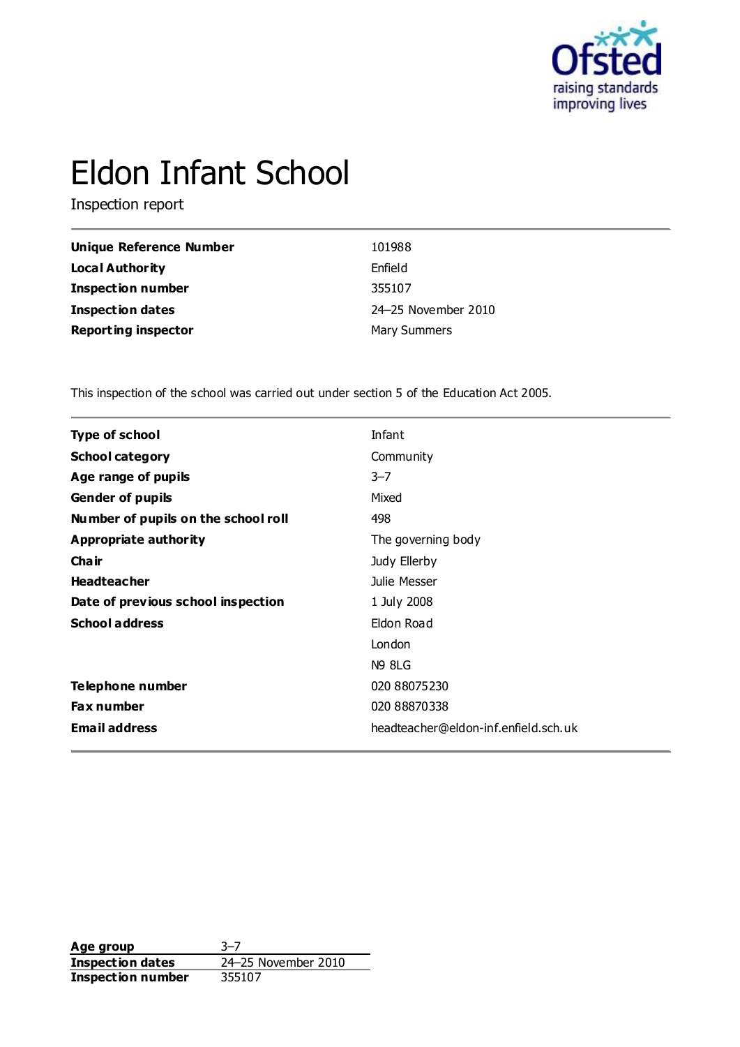# Eldon Infant School

Inspection report

| | |
|---|---|
| **Unique Reference Number** | 101988 |
| **Local Authority** | Enfield |
| **Inspection number** | 355107 |
| **Inspection dates** | 24–25 November 2010 |
| **Reporting inspector** | Mary Summers |

This inspection of the school was carried out under section 5 of the Education Act 2005.

| | |
|---|---|
| **Type of school** | Infant |
| **School category** | Community |
| **Age range of pupils** | 3–7 |
| **Gender of pupils** | Mixed |
| **Number of pupils on the school roll** | 498 |
| **Appropriate authority** | The governing body |
| **Chair** | Judy Ellerby |
| **Headteacher** | Julie Messer |
| **Date of previous school inspection** | 1 July 2008 |
| **School address** | Eldon Road<br>London<br>N9 8LG |
| **Telephone number** | 020 88075230 |
| **Fax number** | 020 88870338 |
| **Email address** | headteacher@eldon-inf.enfield.sch.uk |

| | |
|---|---|
| **Age group** | 3–7 |
| **Inspection dates** | 24–25 November 2010 |
| **Inspection number** | 355107 |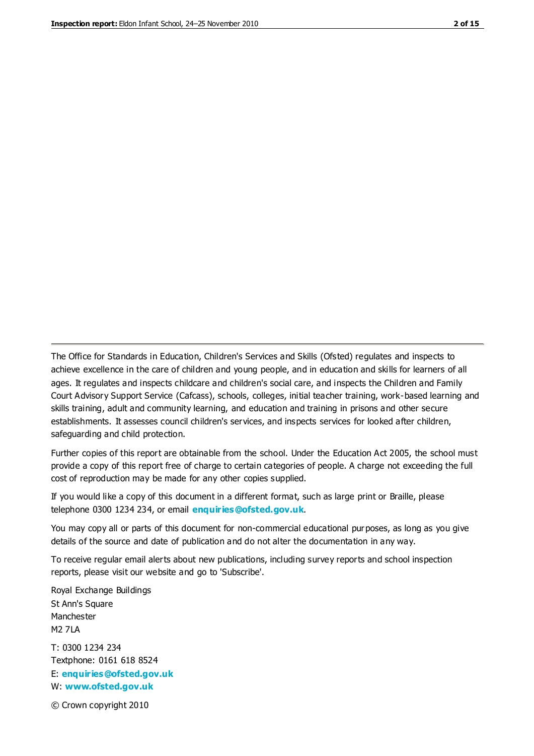The Office for Standards in Education, Children's Services and Skills (Ofsted) regulates and inspects to achieve excellence in the care of children and young people, and in education and skills for learners of all ages. It regulates and inspects childcare and children's social care, and inspects the Children and Family Court Advisory Support Service (Cafcass), schools, colleges, initial teacher training, work-based learning and skills training, adult and community learning, and education and training in prisons and other secure establishments. It assesses council children's services, and inspects services for looked after children, safeguarding and child protection.

Further copies of this report are obtainable from the school. Under the Education Act 2005, the school must provide a copy of this report free of charge to certain categories of people. A charge not exceeding the full cost of reproduction may be made for any other copies supplied.

If you would like a copy of this document in a different format, such as large print or Braille, please telephone 0300 1234 234, or email **enquiries@ofsted.gov.uk**.

You may copy all or parts of this document for non-commercial educational purposes, as long as you give details of the source and date of publication and do not alter the documentation in any way.

To receive regular email alerts about new publications, including survey reports and school inspection reports, please visit our website and go to 'Subscribe'.

Royal Exchange Buildings
St Ann's Square
Manchester
M2 7LA

T: 0300 1234 234
Textphone: 0161 618 8524
E: **enquiries@ofsted.gov.uk**
W: **www.ofsted.gov.uk**

© Crown copyright 2010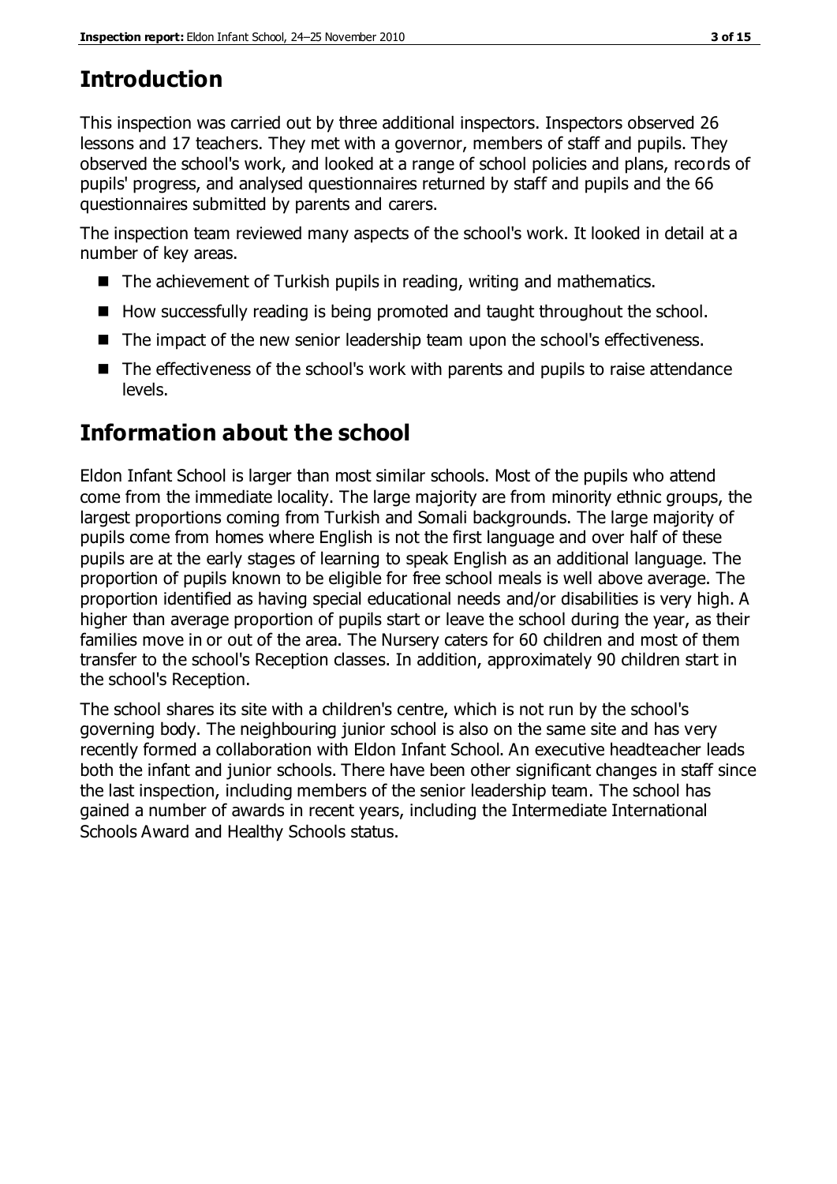## Introduction

This inspection was carried out by three additional inspectors. Inspectors observed 26 lessons and 17 teachers. They met with a governor, members of staff and pupils. They observed the school's work, and looked at a range of school policies and plans, records of pupils' progress, and analysed questionnaires returned by staff and pupils and the 66 questionnaires submitted by parents and carers.

The inspection team reviewed many aspects of the school's work. It looked in detail at a number of key areas.

- The achievement of Turkish pupils in reading, writing and mathematics.
- How successfully reading is being promoted and taught throughout the school.
- The impact of the new senior leadership team upon the school's effectiveness.
- The effectiveness of the school's work with parents and pupils to raise attendance levels.

## Information about the school

Eldon Infant School is larger than most similar schools. Most of the pupils who attend come from the immediate locality. The large majority are from minority ethnic groups, the largest proportions coming from Turkish and Somali backgrounds. The large majority of pupils come from homes where English is not the first language and over half of these pupils are at the early stages of learning to speak English as an additional language. The proportion of pupils known to be eligible for free school meals is well above average. The proportion identified as having special educational needs and/or disabilities is very high. A higher than average proportion of pupils start or leave the school during the year, as their families move in or out of the area. The Nursery caters for 60 children and most of them transfer to the school's Reception classes. In addition, approximately 90 children start in the school's Reception.

The school shares its site with a children's centre, which is not run by the school's governing body. The neighbouring junior school is also on the same site and has very recently formed a collaboration with Eldon Infant School. An executive headteacher leads both the infant and junior schools. There have been other significant changes in staff since the last inspection, including members of the senior leadership team. The school has gained a number of awards in recent years, including the Intermediate International Schools Award and Healthy Schools status.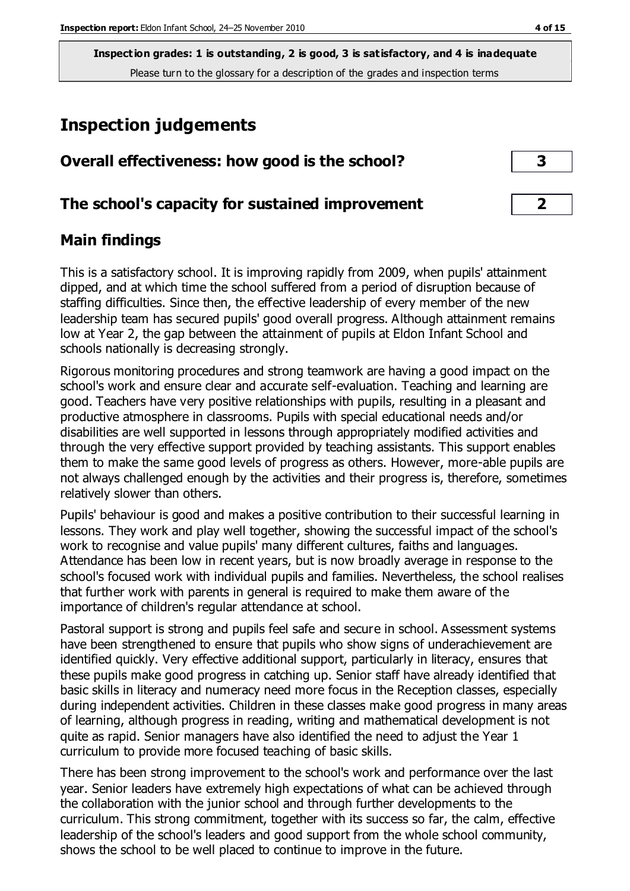**Inspection grades: 1 is outstanding, 2 is good, 3 is satisfactory, and 4 is inadequate**
Please turn to the glossary for a description of the grades and inspection terms

# Inspection judgements

| Overall effectiveness: how good is the school? | 3 |
|---|---|
| The school's capacity for sustained improvement | 2 |

## Main findings

This is a satisfactory school. It is improving rapidly from 2009, when pupils' attainment dipped, and at which time the school suffered from a period of disruption because of staffing difficulties. Since then, the effective leadership of every member of the new leadership team has secured pupils' good overall progress. Although attainment remains low at Year 2, the gap between the attainment of pupils at Eldon Infant School and schools nationally is decreasing strongly.

Rigorous monitoring procedures and strong teamwork are having a good impact on the school's work and ensure clear and accurate self-evaluation. Teaching and learning are good. Teachers have very positive relationships with pupils, resulting in a pleasant and productive atmosphere in classrooms. Pupils with special educational needs and/or disabilities are well supported in lessons through appropriately modified activities and through the very effective support provided by teaching assistants. This support enables them to make the same good levels of progress as others. However, more-able pupils are not always challenged enough by the activities and their progress is, therefore, sometimes relatively slower than others.

Pupils' behaviour is good and makes a positive contribution to their successful learning in lessons. They work and play well together, showing the successful impact of the school's work to recognise and value pupils' many different cultures, faiths and languages. Attendance has been low in recent years, but is now broadly average in response to the school's focused work with individual pupils and families. Nevertheless, the school realises that further work with parents in general is required to make them aware of the importance of children's regular attendance at school.

Pastoral support is strong and pupils feel safe and secure in school. Assessment systems have been strengthened to ensure that pupils who show signs of underachievement are identified quickly. Very effective additional support, particularly in literacy, ensures that these pupils make good progress in catching up. Senior staff have already identified that basic skills in literacy and numeracy need more focus in the Reception classes, especially during independent activities. Children in these classes make good progress in many areas of learning, although progress in reading, writing and mathematical development is not quite as rapid. Senior managers have also identified the need to adjust the Year 1 curriculum to provide more focused teaching of basic skills.

There has been strong improvement to the school's work and performance over the last year. Senior leaders have extremely high expectations of what can be achieved through the collaboration with the junior school and through further developments to the curriculum. This strong commitment, together with its success so far, the calm, effective leadership of the school's leaders and good support from the whole school community, shows the school to be well placed to continue to improve in the future.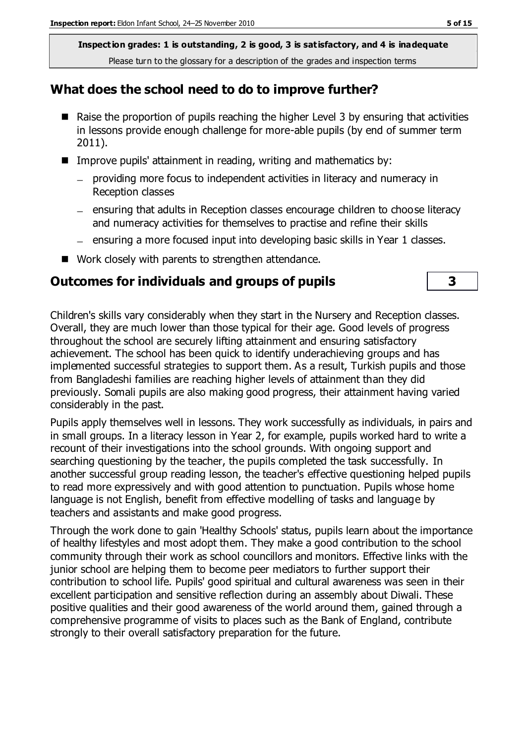**Inspection grades: 1 is outstanding, 2 is good, 3 is satisfactory, and 4 is inadequate**
Please turn to the glossary for a description of the grades and inspection terms

## What does the school need to do to improve further?

- Raise the proportion of pupils reaching the higher Level 3 by ensuring that activities in lessons provide enough challenge for more-able pupils (by end of summer term 2011).
- Improve pupils' attainment in reading, writing and mathematics by:
  - providing more focus to independent activities in literacy and numeracy in Reception classes
  - ensuring that adults in Reception classes encourage children to choose literacy and numeracy activities for themselves to practise and refine their skills
  - ensuring a more focused input into developing basic skills in Year 1 classes.
- Work closely with parents to strengthen attendance.

## Outcomes for individuals and groups of pupils — 3

Children's skills vary considerably when they start in the Nursery and Reception classes. Overall, they are much lower than those typical for their age. Good levels of progress throughout the school are securely lifting attainment and ensuring satisfactory achievement. The school has been quick to identify underachieving groups and has implemented successful strategies to support them. As a result, Turkish pupils and those from Bangladeshi families are reaching higher levels of attainment than they did previously. Somali pupils are also making good progress, their attainment having varied considerably in the past.

Pupils apply themselves well in lessons. They work successfully as individuals, in pairs and in small groups. In a literacy lesson in Year 2, for example, pupils worked hard to write a recount of their investigations into the school grounds. With ongoing support and searching questioning by the teacher, the pupils completed the task successfully. In another successful group reading lesson, the teacher's effective questioning helped pupils to read more expressively and with good attention to punctuation. Pupils whose home language is not English, benefit from effective modelling of tasks and language by teachers and assistants and make good progress.

Through the work done to gain 'Healthy Schools' status, pupils learn about the importance of healthy lifestyles and most adopt them. They make a good contribution to the school community through their work as school councillors and monitors. Effective links with the junior school are helping them to become peer mediators to further support their contribution to school life. Pupils' good spiritual and cultural awareness was seen in their excellent participation and sensitive reflection during an assembly about Diwali. These positive qualities and their good awareness of the world around them, gained through a comprehensive programme of visits to places such as the Bank of England, contribute strongly to their overall satisfactory preparation for the future.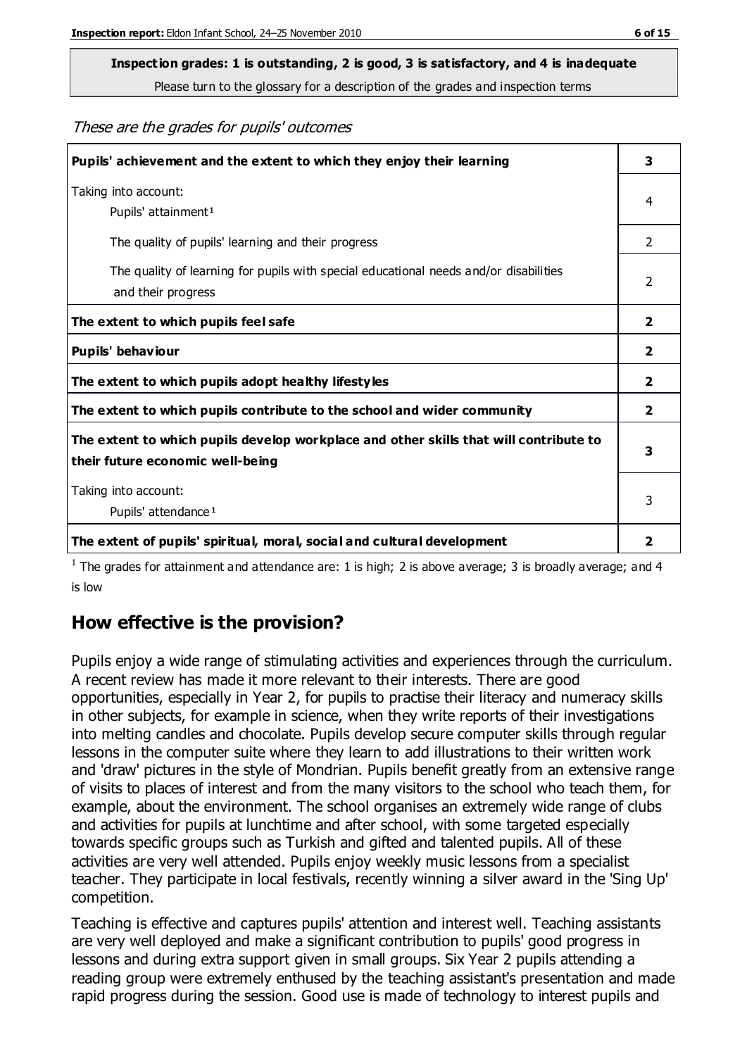**Inspection grades: 1 is outstanding, 2 is good, 3 is satisfactory, and 4 is inadequate**

Please turn to the glossary for a description of the grades and inspection terms

*These are the grades for pupils' outcomes*

| | |
|---|---|
| **Pupils' achievement and the extent to which they enjoy their learning** | **3** |
| Taking into account: Pupils' attainment[1] | 4 |
| The quality of pupils' learning and their progress | 2 |
| The quality of learning for pupils with special educational needs and/or disabilities and their progress | 2 |
| **The extent to which pupils feel safe** | **2** |
| **Pupils' behaviour** | **2** |
| **The extent to which pupils adopt healthy lifestyles** | **2** |
| **The extent to which pupils contribute to the school and wider community** | **2** |
| **The extent to which pupils develop workplace and other skills that will contribute to their future economic well-being** | **3** |
| Taking into account: Pupils' attendance[1] | 3 |
| **The extent of pupils' spiritual, moral, social and cultural development** | **2** |

[1] The grades for attainment and attendance are: 1 is high; 2 is above average; 3 is broadly average; and 4 is low

## How effective is the provision?

Pupils enjoy a wide range of stimulating activities and experiences through the curriculum. A recent review has made it more relevant to their interests. There are good opportunities, especially in Year 2, for pupils to practise their literacy and numeracy skills in other subjects, for example in science, when they write reports of their investigations into melting candles and chocolate. Pupils develop secure computer skills through regular lessons in the computer suite where they learn to add illustrations to their written work and 'draw' pictures in the style of Mondrian. Pupils benefit greatly from an extensive range of visits to places of interest and from the many visitors to the school who teach them, for example, about the environment. The school organises an extremely wide range of clubs and activities for pupils at lunchtime and after school, with some targeted especially towards specific groups such as Turkish and gifted and talented pupils. All of these activities are very well attended. Pupils enjoy weekly music lessons from a specialist teacher. They participate in local festivals, recently winning a silver award in the 'Sing Up' competition.

Teaching is effective and captures pupils' attention and interest well. Teaching assistants are very well deployed and make a significant contribution to pupils' good progress in lessons and during extra support given in small groups. Six Year 2 pupils attending a reading group were extremely enthused by the teaching assistant's presentation and made rapid progress during the session. Good use is made of technology to interest pupils and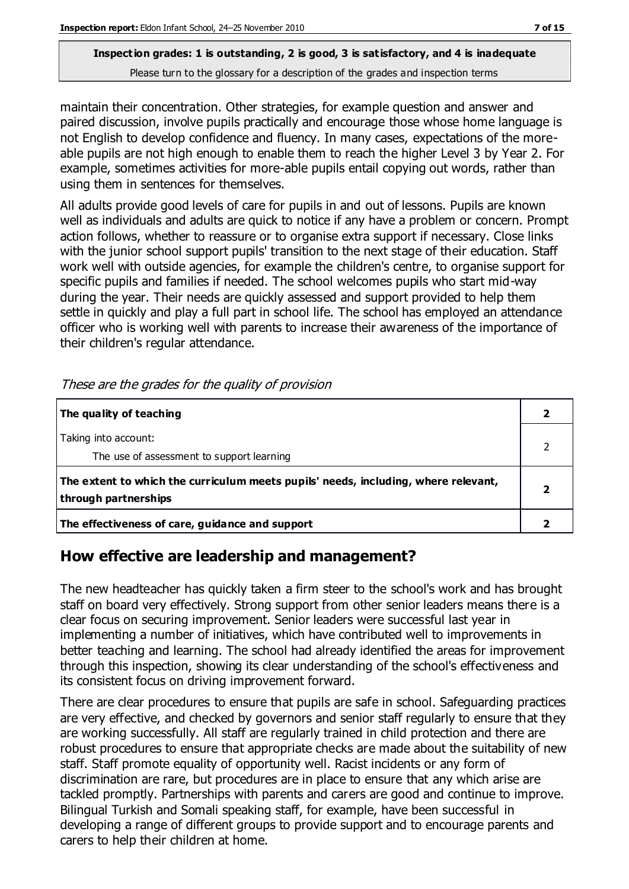**Inspection grades: 1 is outstanding, 2 is good, 3 is satisfactory, and 4 is inadequate**
Please turn to the glossary for a description of the grades and inspection terms

maintain their concentration. Other strategies, for example question and answer and paired discussion, involve pupils practically and encourage those whose home language is not English to develop confidence and fluency. In many cases, expectations of the more-able pupils are not high enough to enable them to reach the higher Level 3 by Year 2. For example, sometimes activities for more-able pupils entail copying out words, rather than using them in sentences for themselves.

All adults provide good levels of care for pupils in and out of lessons. Pupils are known well as individuals and adults are quick to notice if any have a problem or concern. Prompt action follows, whether to reassure or to organise extra support if necessary. Close links with the junior school support pupils' transition to the next stage of their education. Staff work well with outside agencies, for example the children's centre, to organise support for specific pupils and families if needed. The school welcomes pupils who start mid-way during the year. Their needs are quickly assessed and support provided to help them settle in quickly and play a full part in school life. The school has employed an attendance officer who is working well with parents to increase their awareness of the importance of their children's regular attendance.

*These are the grades for the quality of provision*

| | |
|---|---|
| **The quality of teaching** | **2** |
| Taking into account:<br>The use of assessment to support learning | 2 |
| **The extent to which the curriculum meets pupils' needs, including, where relevant, through partnerships** | **2** |
| **The effectiveness of care, guidance and support** | **2** |

## How effective are leadership and management?

The new headteacher has quickly taken a firm steer to the school's work and has brought staff on board very effectively. Strong support from other senior leaders means there is a clear focus on securing improvement. Senior leaders were successful last year in implementing a number of initiatives, which have contributed well to improvements in better teaching and learning. The school had already identified the areas for improvement through this inspection, showing its clear understanding of the school's effectiveness and its consistent focus on driving improvement forward.

There are clear procedures to ensure that pupils are safe in school. Safeguarding practices are very effective, and checked by governors and senior staff regularly to ensure that they are working successfully. All staff are regularly trained in child protection and there are robust procedures to ensure that appropriate checks are made about the suitability of new staff. Staff promote equality of opportunity well. Racist incidents or any form of discrimination are rare, but procedures are in place to ensure that any which arise are tackled promptly. Partnerships with parents and carers are good and continue to improve. Bilingual Turkish and Somali speaking staff, for example, have been successful in developing a range of different groups to provide support and to encourage parents and carers to help their children at home.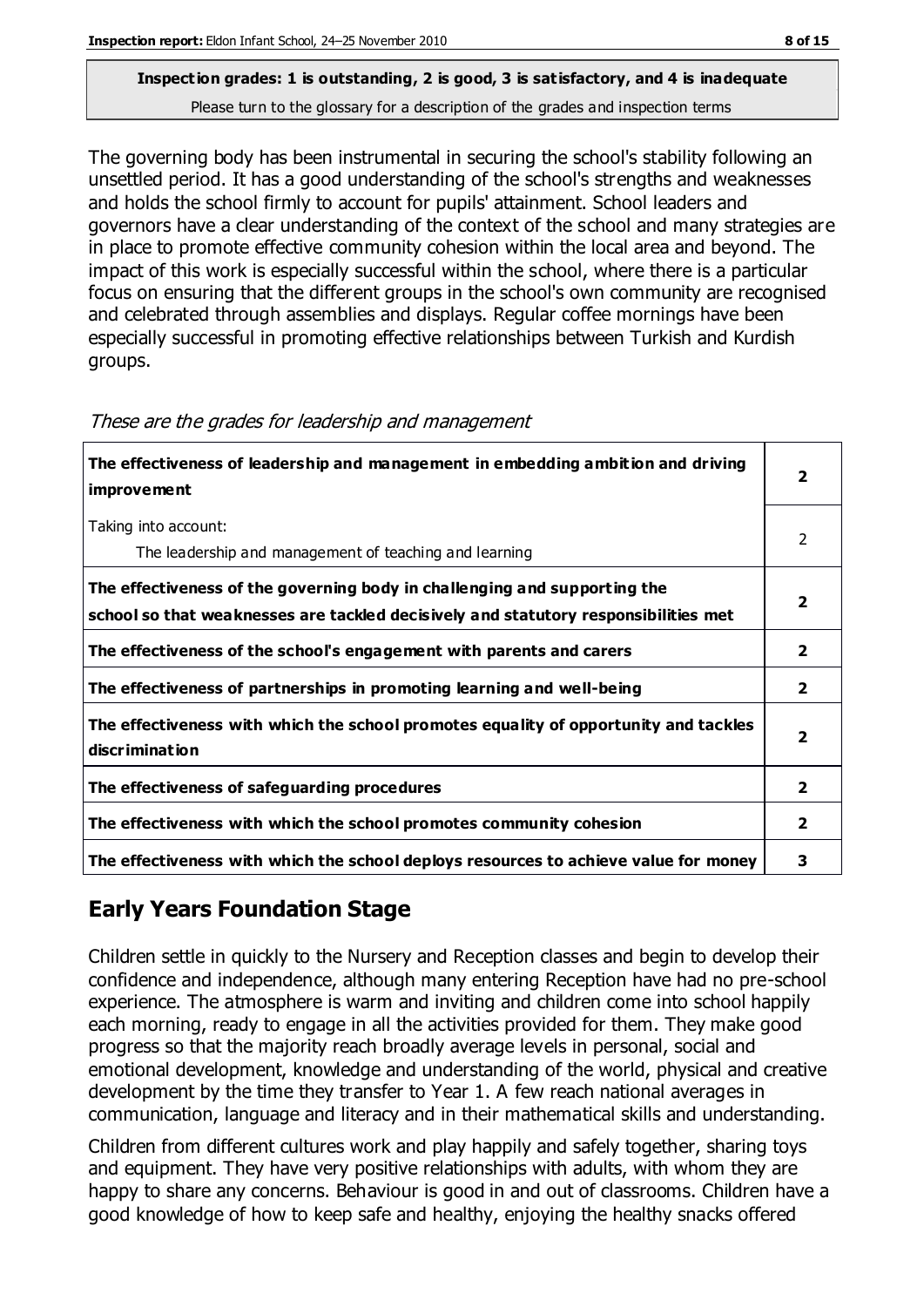**Inspection grades: 1 is outstanding, 2 is good, 3 is satisfactory, and 4 is inadequate**
Please turn to the glossary for a description of the grades and inspection terms

The governing body has been instrumental in securing the school's stability following an unsettled period. It has a good understanding of the school's strengths and weaknesses and holds the school firmly to account for pupils' attainment. School leaders and governors have a clear understanding of the context of the school and many strategies are in place to promote effective community cohesion within the local area and beyond. The impact of this work is especially successful within the school, where there is a particular focus on ensuring that the different groups in the school's own community are recognised and celebrated through assemblies and displays. Regular coffee mornings have been especially successful in promoting effective relationships between Turkish and Kurdish groups.

*These are the grades for leadership and management*

| | |
|---|---|
| **The effectiveness of leadership and management in embedding ambition and driving improvement** | **2** |
| Taking into account: The leadership and management of teaching and learning | 2 |
| **The effectiveness of the governing body in challenging and supporting the school so that weaknesses are tackled decisively and statutory responsibilities met** | **2** |
| **The effectiveness of the school's engagement with parents and carers** | **2** |
| **The effectiveness of partnerships in promoting learning and well-being** | **2** |
| **The effectiveness with which the school promotes equality of opportunity and tackles discrimination** | **2** |
| **The effectiveness of safeguarding procedures** | **2** |
| **The effectiveness with which the school promotes community cohesion** | **2** |
| **The effectiveness with which the school deploys resources to achieve value for money** | **3** |

## Early Years Foundation Stage

Children settle in quickly to the Nursery and Reception classes and begin to develop their confidence and independence, although many entering Reception have had no pre-school experience. The atmosphere is warm and inviting and children come into school happily each morning, ready to engage in all the activities provided for them. They make good progress so that the majority reach broadly average levels in personal, social and emotional development, knowledge and understanding of the world, physical and creative development by the time they transfer to Year 1. A few reach national averages in communication, language and literacy and in their mathematical skills and understanding.

Children from different cultures work and play happily and safely together, sharing toys and equipment. They have very positive relationships with adults, with whom they are happy to share any concerns. Behaviour is good in and out of classrooms. Children have a good knowledge of how to keep safe and healthy, enjoying the healthy snacks offered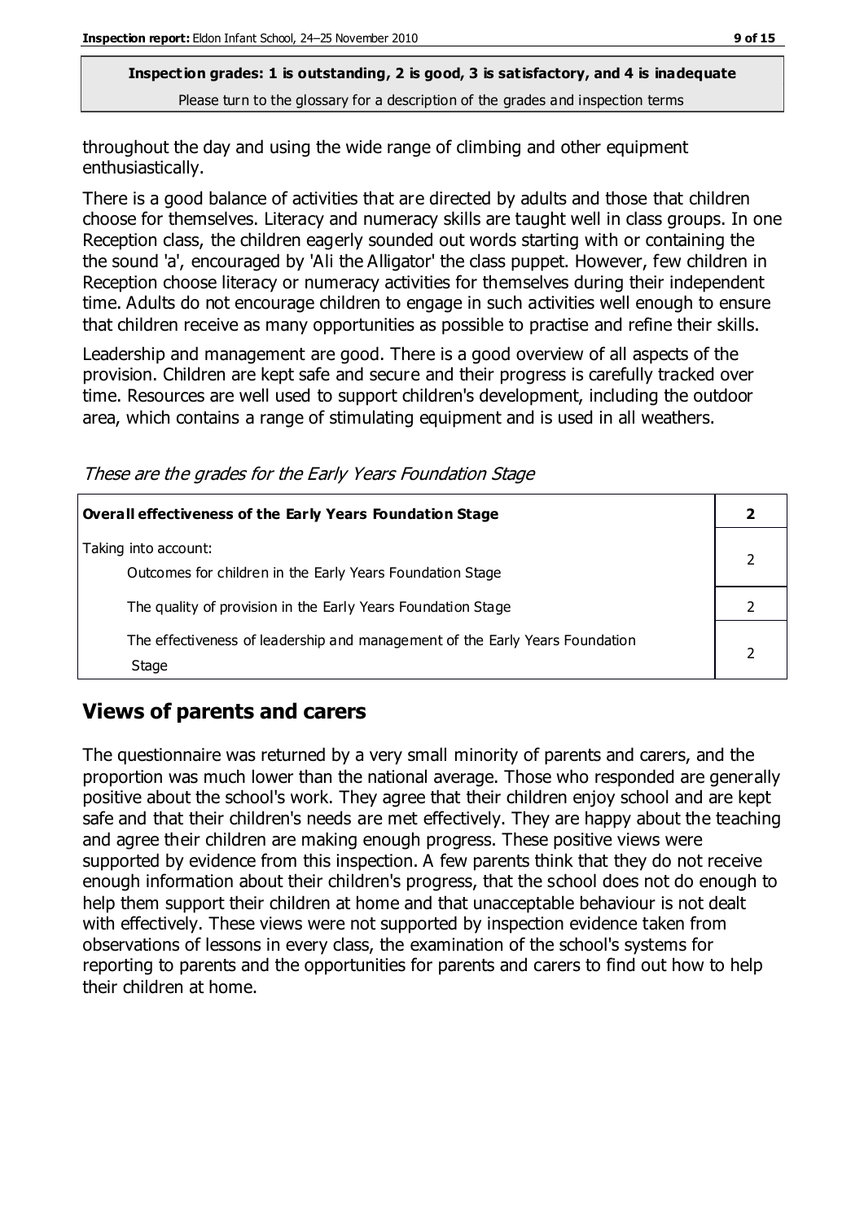**Inspection grades: 1 is outstanding, 2 is good, 3 is satisfactory, and 4 is inadequate**

Please turn to the glossary for a description of the grades and inspection terms

throughout the day and using the wide range of climbing and other equipment enthusiastically.

There is a good balance of activities that are directed by adults and those that children choose for themselves. Literacy and numeracy skills are taught well in class groups. In one Reception class, the children eagerly sounded out words starting with or containing the the sound 'a', encouraged by 'Ali the Alligator' the class puppet. However, few children in Reception choose literacy or numeracy activities for themselves during their independent time. Adults do not encourage children to engage in such activities well enough to ensure that children receive as many opportunities as possible to practise and refine their skills.

Leadership and management are good. There is a good overview of all aspects of the provision. Children are kept safe and secure and their progress is carefully tracked over time. Resources are well used to support children's development, including the outdoor area, which contains a range of stimulating equipment and is used in all weathers.

*These are the grades for the Early Years Foundation Stage*

| **Overall effectiveness of the Early Years Foundation Stage** | **2** |
|---|---|
| Taking into account:<br>Outcomes for children in the Early Years Foundation Stage | 2 |
| The quality of provision in the Early Years Foundation Stage | 2 |
| The effectiveness of leadership and management of the Early Years Foundation Stage | 2 |

## Views of parents and carers

The questionnaire was returned by a very small minority of parents and carers, and the proportion was much lower than the national average. Those who responded are generally positive about the school's work. They agree that their children enjoy school and are kept safe and that their children's needs are met effectively. They are happy about the teaching and agree their children are making enough progress. These positive views were supported by evidence from this inspection. A few parents think that they do not receive enough information about their children's progress, that the school does not do enough to help them support their children at home and that unacceptable behaviour is not dealt with effectively. These views were not supported by inspection evidence taken from observations of lessons in every class, the examination of the school's systems for reporting to parents and the opportunities for parents and carers to find out how to help their children at home.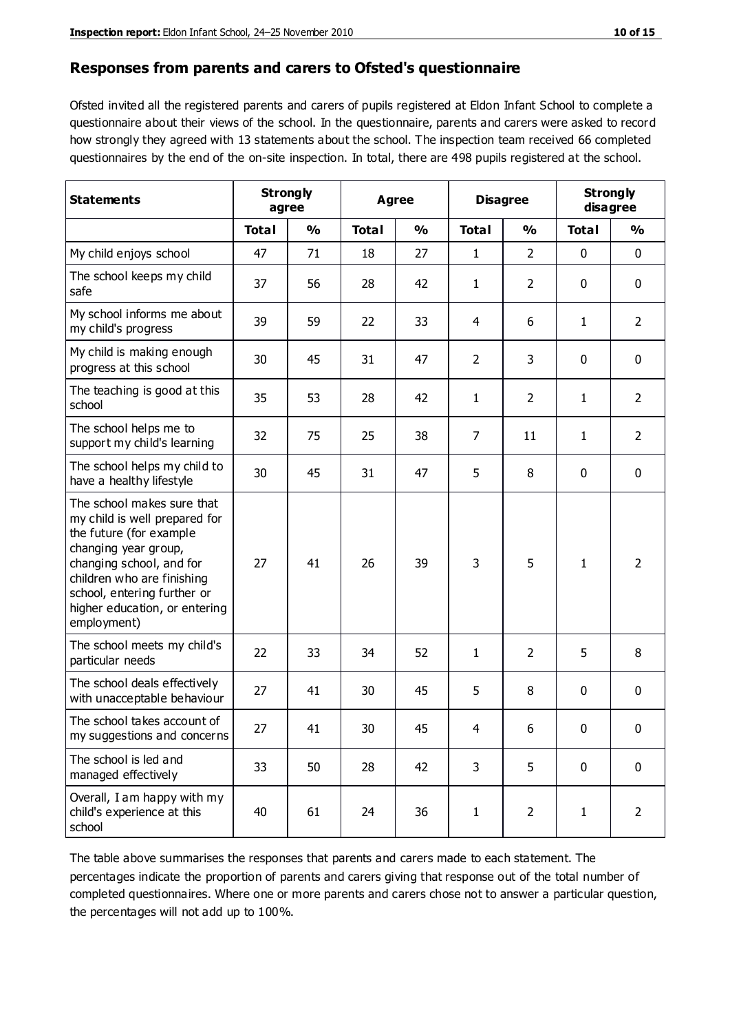## Responses from parents and carers to Ofsted's questionnaire

Ofsted invited all the registered parents and carers of pupils registered at Eldon Infant School to complete a questionnaire about their views of the school. In the questionnaire, parents and carers were asked to record how strongly they agreed with 13 statements about the school. The inspection team received 66 completed questionnaires by the end of the on-site inspection. In total, there are 498 pupils registered at the school.

| Statements | Strongly agree | | Agree | | Disagree | | Strongly disagree | |
|---|---|---|---|---|---|---|---|---|
| | Total | % | Total | % | Total | % | Total | % |
| My child enjoys school | 47 | 71 | 18 | 27 | 1 | 2 | 0 | 0 |
| The school keeps my child safe | 37 | 56 | 28 | 42 | 1 | 2 | 0 | 0 |
| My school informs me about my child's progress | 39 | 59 | 22 | 33 | 4 | 6 | 1 | 2 |
| My child is making enough progress at this school | 30 | 45 | 31 | 47 | 2 | 3 | 0 | 0 |
| The teaching is good at this school | 35 | 53 | 28 | 42 | 1 | 2 | 1 | 2 |
| The school helps me to support my child's learning | 32 | 75 | 25 | 38 | 7 | 11 | 1 | 2 |
| The school helps my child to have a healthy lifestyle | 30 | 45 | 31 | 47 | 5 | 8 | 0 | 0 |
| The school makes sure that my child is well prepared for the future (for example changing year group, changing school, and for children who are finishing school, entering further or higher education, or entering employment) | 27 | 41 | 26 | 39 | 3 | 5 | 1 | 2 |
| The school meets my child's particular needs | 22 | 33 | 34 | 52 | 1 | 2 | 5 | 8 |
| The school deals effectively with unacceptable behaviour | 27 | 41 | 30 | 45 | 5 | 8 | 0 | 0 |
| The school takes account of my suggestions and concerns | 27 | 41 | 30 | 45 | 4 | 6 | 0 | 0 |
| The school is led and managed effectively | 33 | 50 | 28 | 42 | 3 | 5 | 0 | 0 |
| Overall, I am happy with my child's experience at this school | 40 | 61 | 24 | 36 | 1 | 2 | 1 | 2 |

The table above summarises the responses that parents and carers made to each statement. The percentages indicate the proportion of parents and carers giving that response out of the total number of completed questionnaires. Where one or more parents and carers chose not to answer a particular question, the percentages will not add up to 100%.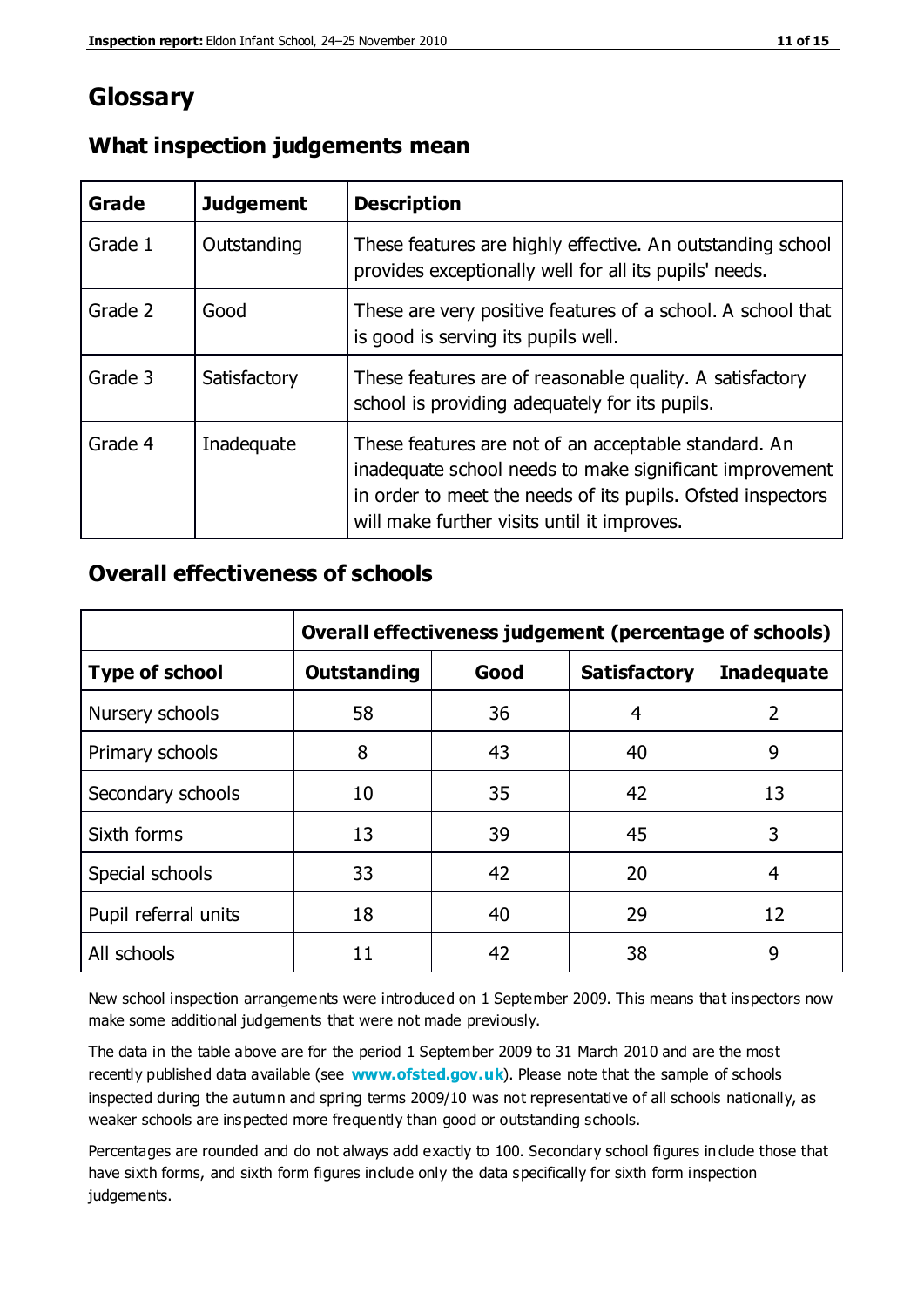# Glossary

## What inspection judgements mean

| Grade | Judgement | Description |
|---|---|---|
| Grade 1 | Outstanding | These features are highly effective. An outstanding school provides exceptionally well for all its pupils' needs. |
| Grade 2 | Good | These are very positive features of a school. A school that is good is serving its pupils well. |
| Grade 3 | Satisfactory | These features are of reasonable quality. A satisfactory school is providing adequately for its pupils. |
| Grade 4 | Inadequate | These features are not of an acceptable standard. An inadequate school needs to make significant improvement in order to meet the needs of its pupils. Ofsted inspectors will make further visits until it improves. |

## Overall effectiveness of schools

| | Overall effectiveness judgement (percentage of schools) | | | |
|---|---|---|---|---|
| **Type of school** | **Outstanding** | **Good** | **Satisfactory** | **Inadequate** |
| Nursery schools | 58 | 36 | 4 | 2 |
| Primary schools | 8 | 43 | 40 | 9 |
| Secondary schools | 10 | 35 | 42 | 13 |
| Sixth forms | 13 | 39 | 45 | 3 |
| Special schools | 33 | 42 | 20 | 4 |
| Pupil referral units | 18 | 40 | 29 | 12 |
| All schools | 11 | 42 | 38 | 9 |

New school inspection arrangements were introduced on 1 September 2009. This means that inspectors now make some additional judgements that were not made previously.

The data in the table above are for the period 1 September 2009 to 31 March 2010 and are the most recently published data available (see **www.ofsted.gov.uk**). Please note that the sample of schools inspected during the autumn and spring terms 2009/10 was not representative of all schools nationally, as weaker schools are inspected more frequently than good or outstanding schools.

Percentages are rounded and do not always add exactly to 100. Secondary school figures include those that have sixth forms, and sixth form figures include only the data specifically for sixth form inspection judgements.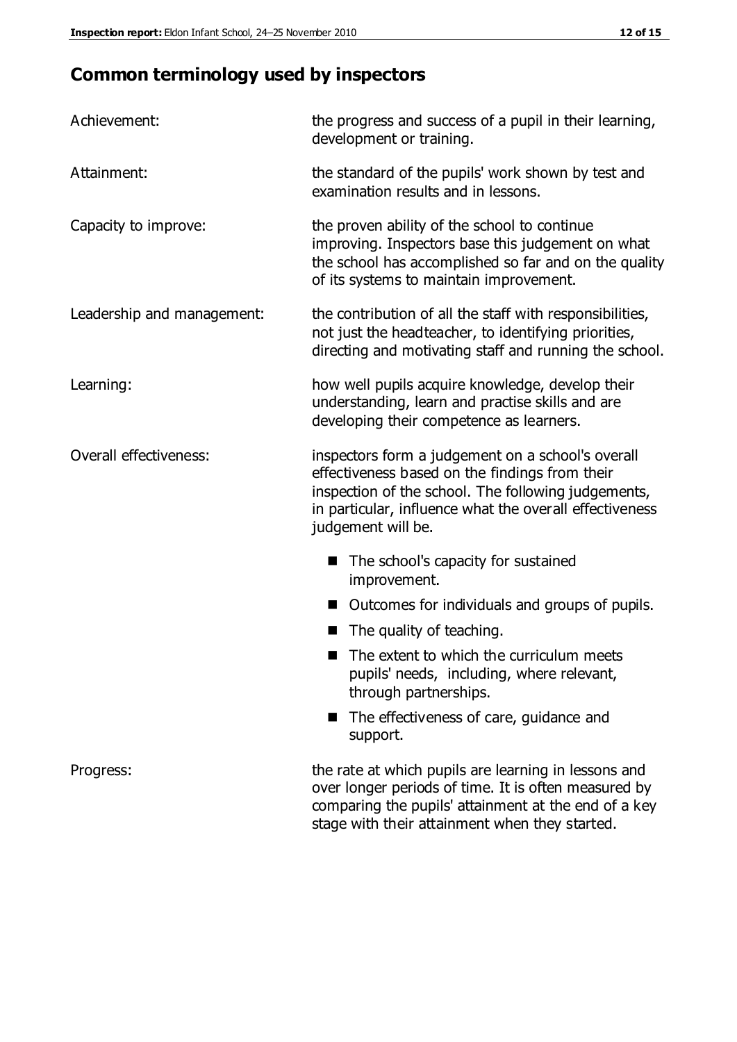## Common terminology used by inspectors

| | |
|---|---|
| Achievement: | the progress and success of a pupil in their learning, development or training. |
| Attainment: | the standard of the pupils' work shown by test and examination results and in lessons. |
| Capacity to improve: | the proven ability of the school to continue improving. Inspectors base this judgement on what the school has accomplished so far and on the quality of its systems to maintain improvement. |
| Leadership and management: | the contribution of all the staff with responsibilities, not just the headteacher, to identifying priorities, directing and motivating staff and running the school. |
| Learning: | how well pupils acquire knowledge, develop their understanding, learn and practise skills and are developing their competence as learners. |
| Overall effectiveness: | inspectors form a judgement on a school's overall effectiveness based on the findings from their inspection of the school. The following judgements, in particular, influence what the overall effectiveness judgement will be. <br>■ The school's capacity for sustained improvement.<br>■ Outcomes for individuals and groups of pupils.<br>■ The quality of teaching.<br>■ The extent to which the curriculum meets pupils' needs, including, where relevant, through partnerships.<br>■ The effectiveness of care, guidance and support. |
| Progress: | the rate at which pupils are learning in lessons and over longer periods of time. It is often measured by comparing the pupils' attainment at the end of a key stage with their attainment when they started. |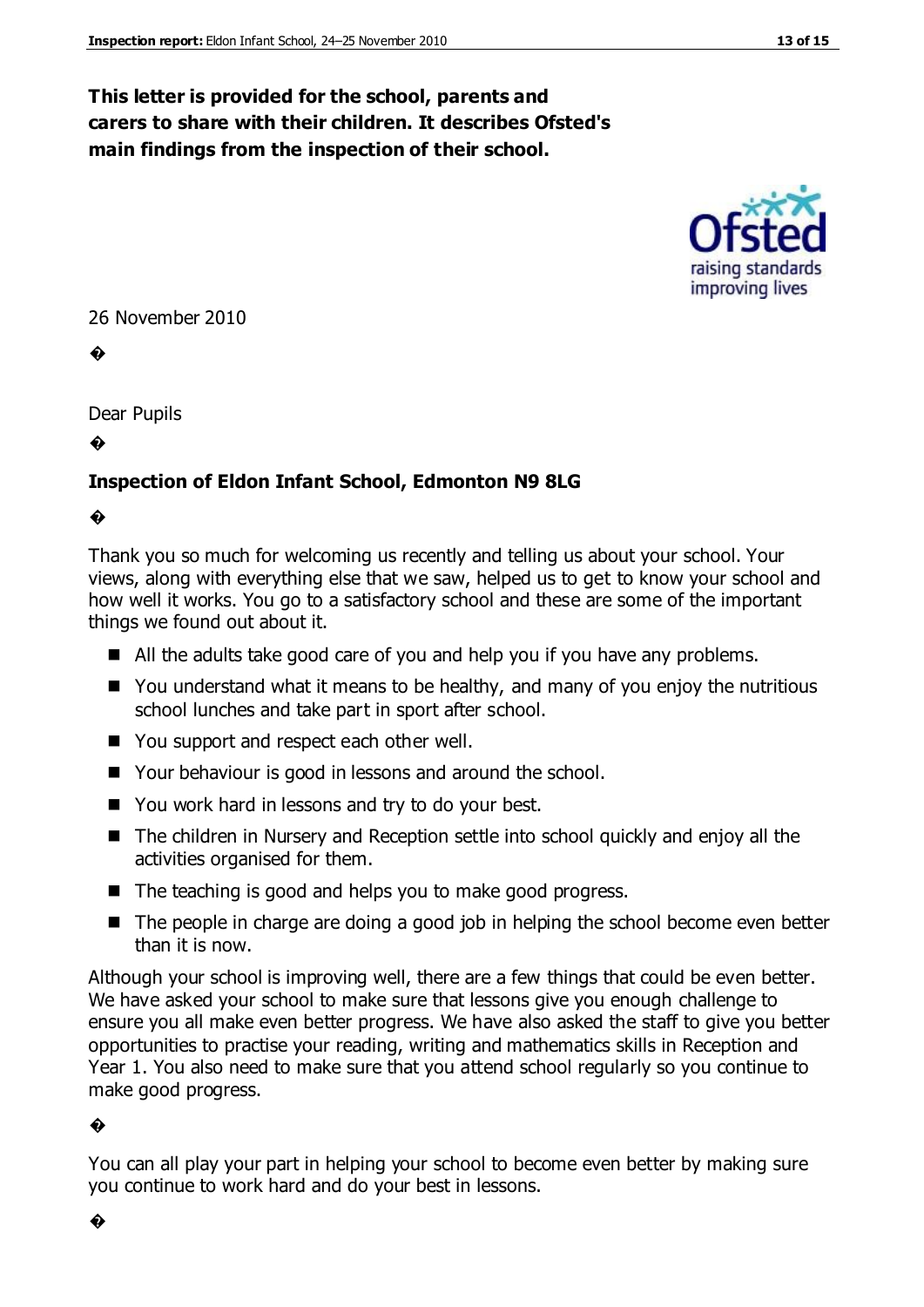**This letter is provided for the school, parents and carers to share with their children. It describes Ofsted's main findings from the inspection of their school.**

26 November 2010

Dear Pupils

**Inspection of Eldon Infant School, Edmonton N9 8LG**

Thank you so much for welcoming us recently and telling us about your school. Your views, along with everything else that we saw, helped us to get to know your school and how well it works. You go to a satisfactory school and these are some of the important things we found out about it.

- All the adults take good care of you and help you if you have any problems.
- You understand what it means to be healthy, and many of you enjoy the nutritious school lunches and take part in sport after school.
- You support and respect each other well.
- Your behaviour is good in lessons and around the school.
- You work hard in lessons and try to do your best.
- The children in Nursery and Reception settle into school quickly and enjoy all the activities organised for them.
- The teaching is good and helps you to make good progress.
- The people in charge are doing a good job in helping the school become even better than it is now.

Although your school is improving well, there are a few things that could be even better. We have asked your school to make sure that lessons give you enough challenge to ensure you all make even better progress. We have also asked the staff to give you better opportunities to practise your reading, writing and mathematics skills in Reception and Year 1. You also need to make sure that you attend school regularly so you continue to make good progress.

You can all play your part in helping your school to become even better by making sure you continue to work hard and do your best in lessons.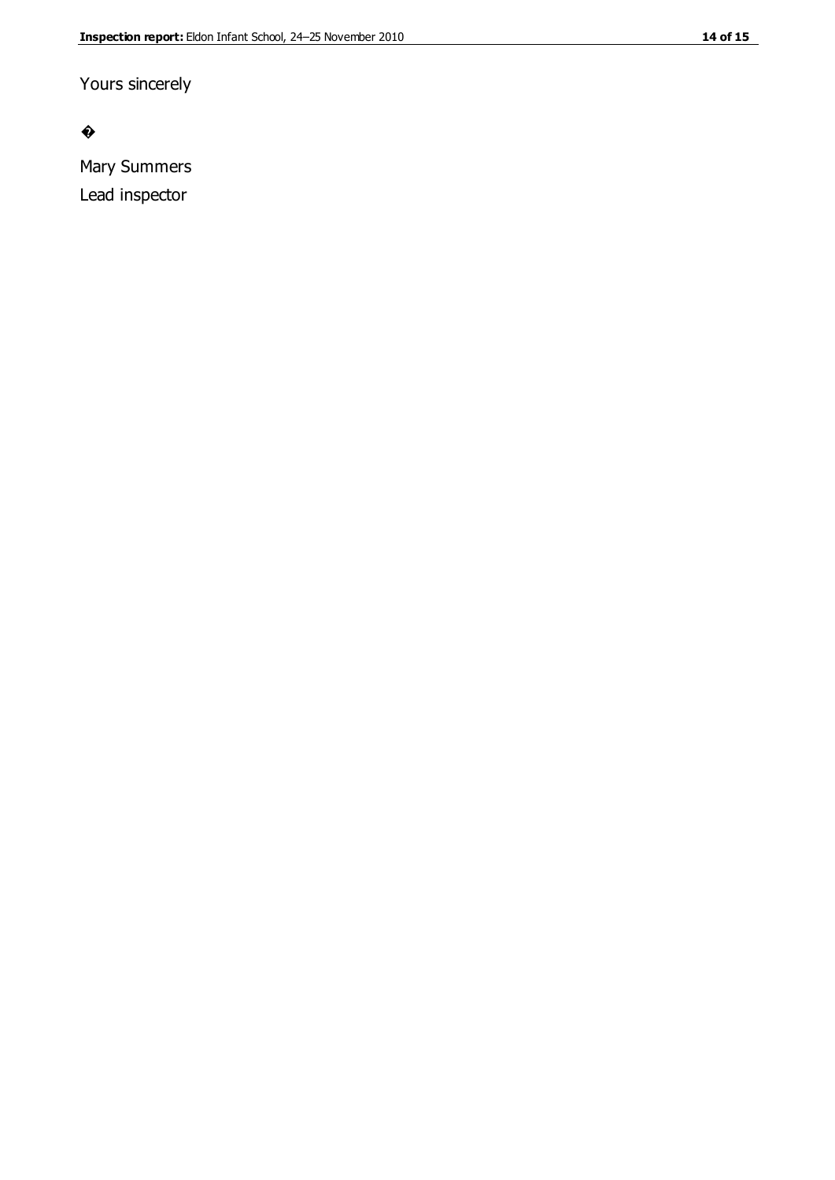Yours sincerely

�

Mary Summers
Lead inspector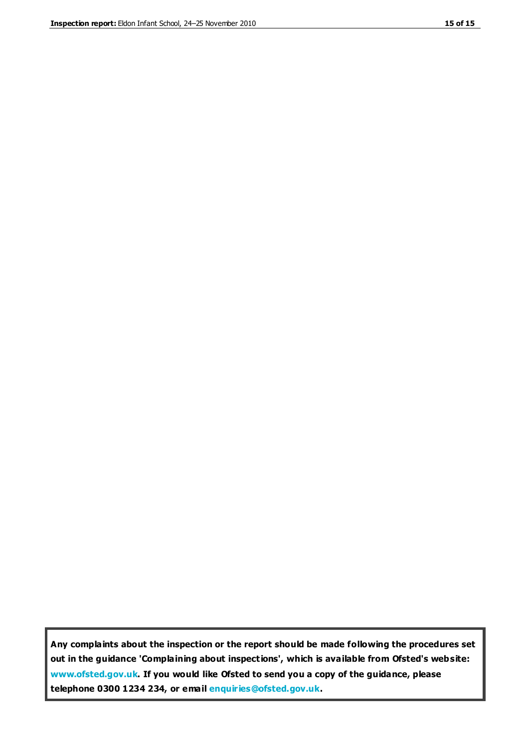**Any complaints about the inspection or the report should be made following the procedures set out in the guidance 'Complaining about inspections', which is available from Ofsted's website: www.ofsted.gov.uk. If you would like Ofsted to send you a copy of the guidance, please telephone 0300 1234 234, or email enquiries@ofsted.gov.uk.**